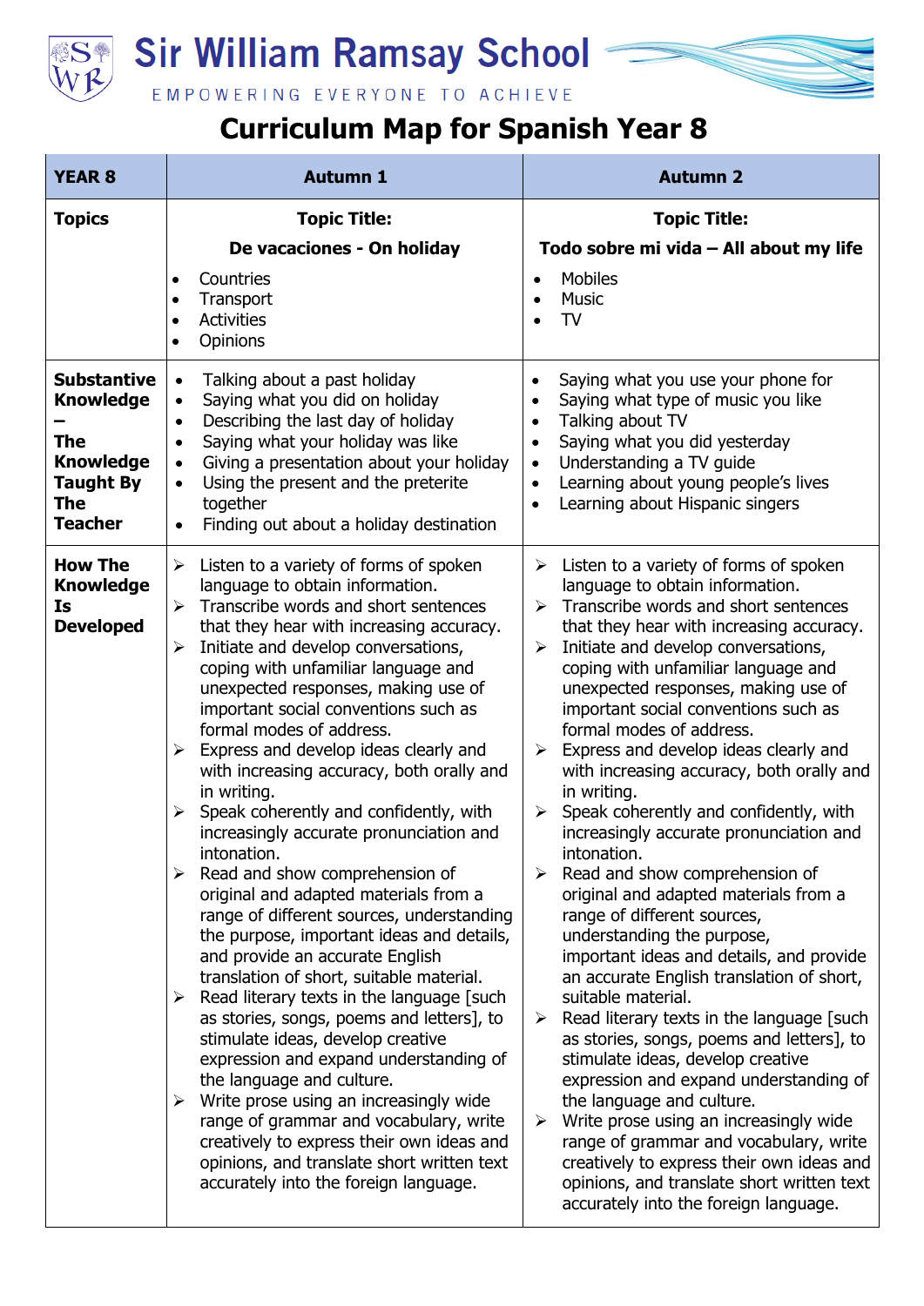# Sir William Ramsay School

EMPOWERING EVERYONE TO ACHIEVE

## Curriculum Map for Spanish Year 8

| YEAR 8 | Autumn 1 | Autumn 2 |
|---|---|---|
| **Topics** | **Topic Title:** **De vacaciones - On holiday** <br>• Countries<br>• Transport<br>• Activities<br>• Opinions | **Topic Title:** **Todo sobre mi vida – All about my life** <br>• Mobiles<br>• Music<br>• TV |
| **Substantive Knowledge – The Knowledge Taught By The Teacher** | • Talking about a past holiday<br>• Saying what you did on holiday<br>• Describing the last day of holiday<br>• Saying what your holiday was like<br>• Giving a presentation about your holiday<br>• Using the present and the preterite together<br>• Finding out about a holiday destination | • Saying what you use your phone for<br>• Saying what type of music you like<br>• Talking about TV<br>• Saying what you did yesterday<br>• Understanding a TV guide<br>• Learning about young people's lives<br>• Learning about Hispanic singers |
| **How The Knowledge Is Developed** | ➢ Listen to a variety of forms of spoken language to obtain information.<br>➢ Transcribe words and short sentences that they hear with increasing accuracy.<br>➢ Initiate and develop conversations, coping with unfamiliar language and unexpected responses, making use of important social conventions such as formal modes of address.<br>➢ Express and develop ideas clearly and with increasing accuracy, both orally and in writing.<br>➢ Speak coherently and confidently, with increasingly accurate pronunciation and intonation.<br>➢ Read and show comprehension of original and adapted materials from a range of different sources, understanding the purpose, important ideas and details, and provide an accurate English translation of short, suitable material.<br>➢ Read literary texts in the language [such as stories, songs, poems and letters], to stimulate ideas, develop creative expression and expand understanding of the language and culture.<br>➢ Write prose using an increasingly wide range of grammar and vocabulary, write creatively to express their own ideas and opinions, and translate short written text accurately into the foreign language. | ➢ Listen to a variety of forms of spoken language to obtain information.<br>➢ Transcribe words and short sentences that they hear with increasing accuracy.<br>➢ Initiate and develop conversations, coping with unfamiliar language and unexpected responses, making use of important social conventions such as formal modes of address.<br>➢ Express and develop ideas clearly and with increasing accuracy, both orally and in writing.<br>➢ Speak coherently and confidently, with increasingly accurate pronunciation and intonation.<br>➢ Read and show comprehension of original and adapted materials from a range of different sources, understanding the purpose, important ideas and details, and provide an accurate English translation of short, suitable material.<br>➢ Read literary texts in the language [such as stories, songs, poems and letters], to stimulate ideas, develop creative expression and expand understanding of the language and culture.<br>➢ Write prose using an increasingly wide range of grammar and vocabulary, write creatively to express their own ideas and opinions, and translate short written text accurately into the foreign language. |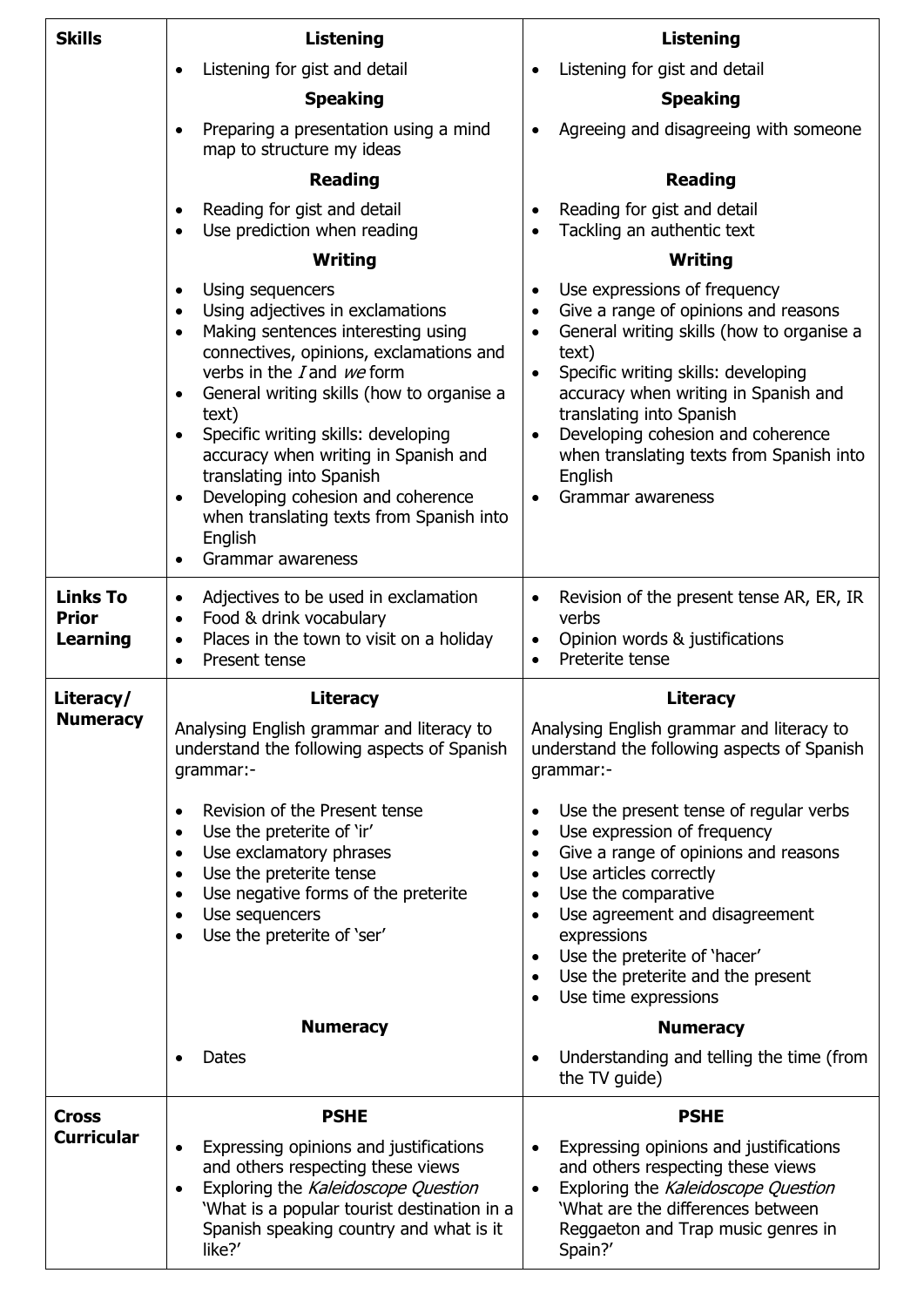| | | |
|---|---|---|
| **Skills** | **Listening**<br>• Listening for gist and detail<br>**Speaking**<br>• Preparing a presentation using a mind map to structure my ideas<br>**Reading**<br>• Reading for gist and detail<br>• Use prediction when reading<br>**Writing**<br>• Using sequencers<br>• Using adjectives in exclamations<br>• Making sentences interesting using connectives, opinions, exclamations and verbs in the *I* and *we* form<br>• General writing skills (how to organise a text)<br>• Specific writing skills: developing accuracy when writing in Spanish and translating into Spanish<br>• Developing cohesion and coherence when translating texts from Spanish into English<br>• Grammar awareness | **Listening**<br>• Listening for gist and detail<br>**Speaking**<br>• Agreeing and disagreeing with someone<br>**Reading**<br>• Reading for gist and detail<br>• Tackling an authentic text<br>**Writing**<br>• Use expressions of frequency<br>• Give a range of opinions and reasons<br>• General writing skills (how to organise a text)<br>• Specific writing skills: developing accuracy when writing in Spanish and translating into Spanish<br>• Developing cohesion and coherence when translating texts from Spanish into English<br>• Grammar awareness |
| **Links To Prior Learning** | • Adjectives to be used in exclamation<br>• Food & drink vocabulary<br>• Places in the town to visit on a holiday<br>• Present tense | • Revision of the present tense AR, ER, IR verbs<br>• Opinion words & justifications<br>• Preterite tense |
| **Literacy/ Numeracy** | **Literacy**<br>Analysing English grammar and literacy to understand the following aspects of Spanish grammar:-<br>• Revision of the Present tense<br>• Use the preterite of 'ir'<br>• Use exclamatory phrases<br>• Use the preterite tense<br>• Use negative forms of the preterite<br>• Use sequencers<br>• Use the preterite of 'ser'<br>**Numeracy**<br>• Dates | **Literacy**<br>Analysing English grammar and literacy to understand the following aspects of Spanish grammar:-<br>• Use the present tense of regular verbs<br>• Use expression of frequency<br>• Give a range of opinions and reasons<br>• Use articles correctly<br>• Use the comparative<br>• Use agreement and disagreement expressions<br>• Use the preterite of 'hacer'<br>• Use the preterite and the present<br>• Use time expressions<br>**Numeracy**<br>• Understanding and telling the time (from the TV guide) |
| **Cross Curricular** | **PSHE**<br>• Expressing opinions and justifications and others respecting these views<br>• Exploring the *Kaleidoscope Question* 'What is a popular tourist destination in a Spanish speaking country and what is it like?' | **PSHE**<br>• Expressing opinions and justifications and others respecting these views<br>• Exploring the *Kaleidoscope Question* 'What are the differences between Reggaeton and Trap music genres in Spain?' |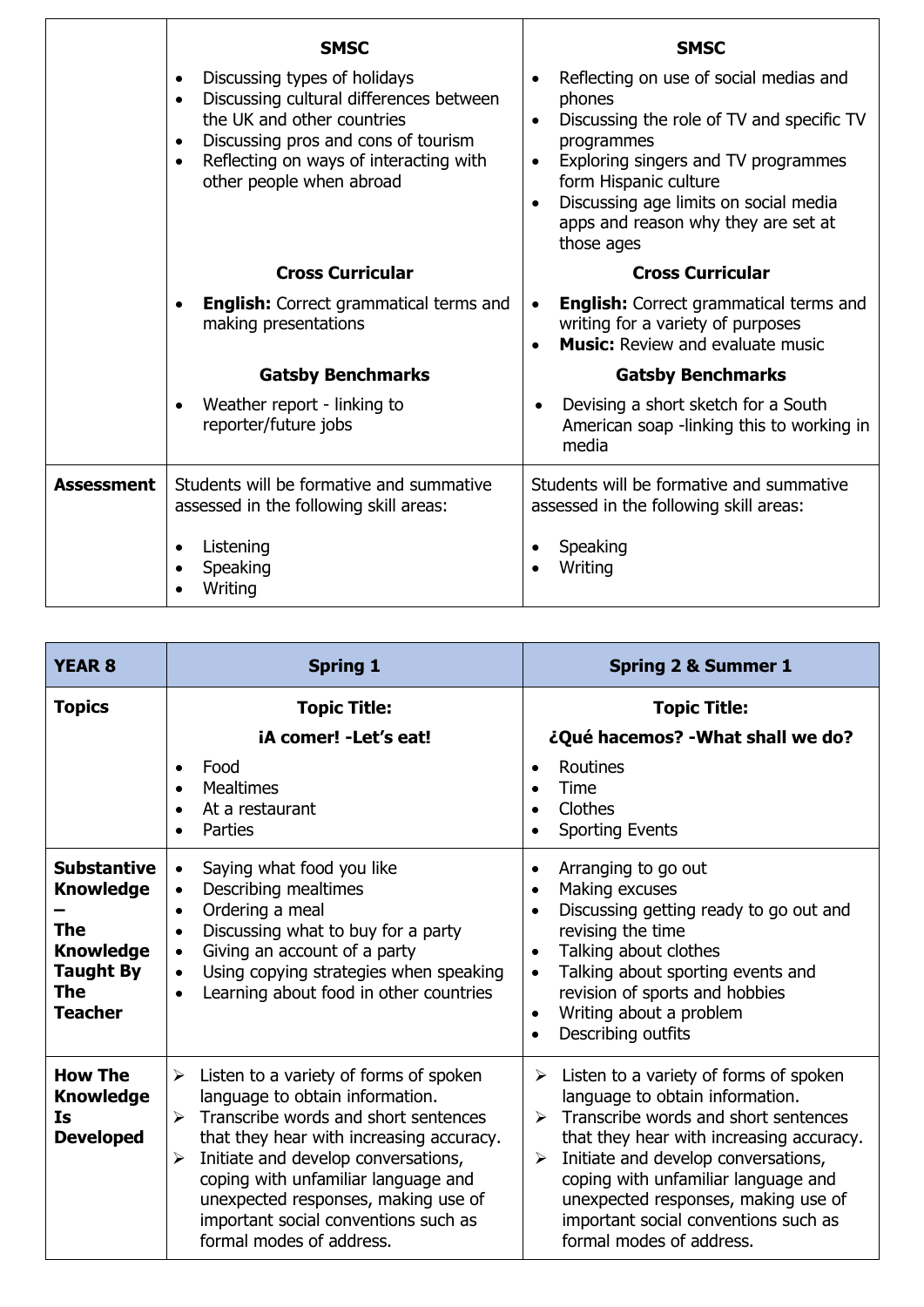| | | |
|---|---|---|
| | **SMSC**<br>• Discussing types of holidays<br>• Discussing cultural differences between the UK and other countries<br>• Discussing pros and cons of tourism<br>• Reflecting on ways of interacting with other people when abroad<br><br>**Cross Curricular**<br>• **English:** Correct grammatical terms and making presentations<br><br>**Gatsby Benchmarks**<br>• Weather report - linking to reporter/future jobs | **SMSC**<br>• Reflecting on use of social medias and phones<br>• Discussing the role of TV and specific TV programmes<br>• Exploring singers and TV programmes form Hispanic culture<br>• Discussing age limits on social media apps and reason why they are set at those ages<br><br>**Cross Curricular**<br>• **English:** Correct grammatical terms and writing for a variety of purposes<br>• **Music:** Review and evaluate music<br><br>**Gatsby Benchmarks**<br>• Devising a short sketch for a South American soap -linking this to working in media |
| **Assessment** | Students will be formative and summative assessed in the following skill areas:<br><br>• Listening<br>• Speaking<br>• Writing | Students will be formative and summative assessed in the following skill areas:<br><br>• Speaking<br>• Writing |

| YEAR 8 | Spring 1 | Spring 2 & Summer 1 |
|---|---|---|
| **Topics** | **Topic Title:**<br>**¡A comer! -Let's eat!**<br>• Food<br>• Mealtimes<br>• At a restaurant<br>• Parties | **Topic Title:**<br>**¿Qué hacemos? -What shall we do?**<br>• Routines<br>• Time<br>• Clothes<br>• Sporting Events |
| **Substantive Knowledge – The Knowledge Taught By The Teacher** | • Saying what food you like<br>• Describing mealtimes<br>• Ordering a meal<br>• Discussing what to buy for a party<br>• Giving an account of a party<br>• Using copying strategies when speaking<br>• Learning about food in other countries | • Arranging to go out<br>• Making excuses<br>• Discussing getting ready to go out and revising the time<br>• Talking about clothes<br>• Talking about sporting events and revision of sports and hobbies<br>• Writing about a problem<br>• Describing outfits |
| **How The Knowledge Is Developed** | ➢ Listen to a variety of forms of spoken language to obtain information.<br>➢ Transcribe words and short sentences that they hear with increasing accuracy.<br>➢ Initiate and develop conversations, coping with unfamiliar language and unexpected responses, making use of important social conventions such as formal modes of address. | ➢ Listen to a variety of forms of spoken language to obtain information.<br>➢ Transcribe words and short sentences that they hear with increasing accuracy.<br>➢ Initiate and develop conversations, coping with unfamiliar language and unexpected responses, making use of important social conventions such as formal modes of address. |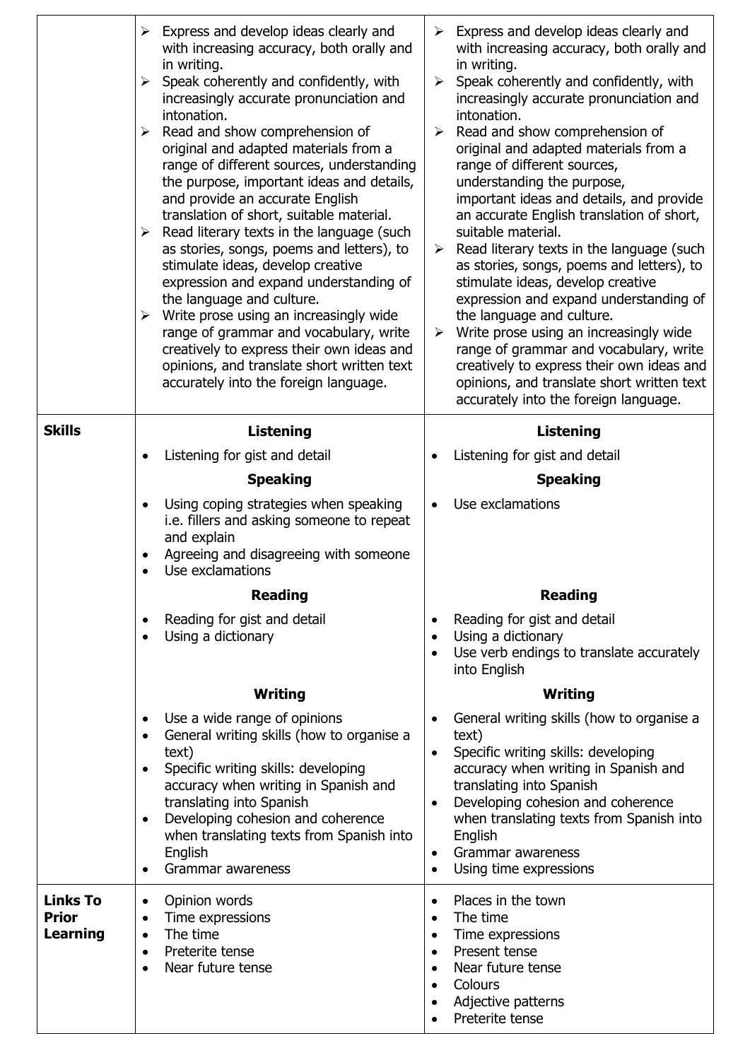| | | |
|---|---|---|
| | ➢ Express and develop ideas clearly and with increasing accuracy, both orally and in writing.<br>➢ Speak coherently and confidently, with increasingly accurate pronunciation and intonation.<br>➢ Read and show comprehension of original and adapted materials from a range of different sources, understanding the purpose, important ideas and details, and provide an accurate English translation of short, suitable material.<br>➢ Read literary texts in the language (such as stories, songs, poems and letters), to stimulate ideas, develop creative expression and expand understanding of the language and culture.<br>➢ Write prose using an increasingly wide range of grammar and vocabulary, write creatively to express their own ideas and opinions, and translate short written text accurately into the foreign language. | ➢ Express and develop ideas clearly and with increasing accuracy, both orally and in writing.<br>➢ Speak coherently and confidently, with increasingly accurate pronunciation and intonation.<br>➢ Read and show comprehension of original and adapted materials from a range of different sources, understanding the purpose, important ideas and details, and provide an accurate English translation of short, suitable material.<br>➢ Read literary texts in the language (such as stories, songs, poems and letters), to stimulate ideas, develop creative expression and expand understanding of the language and culture.<br>➢ Write prose using an increasingly wide range of grammar and vocabulary, write creatively to express their own ideas and opinions, and translate short written text accurately into the foreign language. |
| **Skills** | **Listening**<br>• Listening for gist and detail<br>**Speaking**<br>• Using coping strategies when speaking i.e. fillers and asking someone to repeat and explain<br>• Agreeing and disagreeing with someone<br>• Use exclamations<br>**Reading**<br>• Reading for gist and detail<br>• Using a dictionary<br>**Writing**<br>• Use a wide range of opinions<br>• General writing skills (how to organise a text)<br>• Specific writing skills: developing accuracy when writing in Spanish and translating into Spanish<br>• Developing cohesion and coherence when translating texts from Spanish into English<br>• Grammar awareness | **Listening**<br>• Listening for gist and detail<br>**Speaking**<br>• Use exclamations<br>**Reading**<br>• Reading for gist and detail<br>• Using a dictionary<br>• Use verb endings to translate accurately into English<br>**Writing**<br>• General writing skills (how to organise a text)<br>• Specific writing skills: developing accuracy when writing in Spanish and translating into Spanish<br>• Developing cohesion and coherence when translating texts from Spanish into English<br>• Grammar awareness<br>• Using time expressions |
| **Links To Prior Learning** | • Opinion words<br>• Time expressions<br>• The time<br>• Preterite tense<br>• Near future tense | • Places in the town<br>• The time<br>• Time expressions<br>• Present tense<br>• Near future tense<br>• Colours<br>• Adjective patterns<br>• Preterite tense |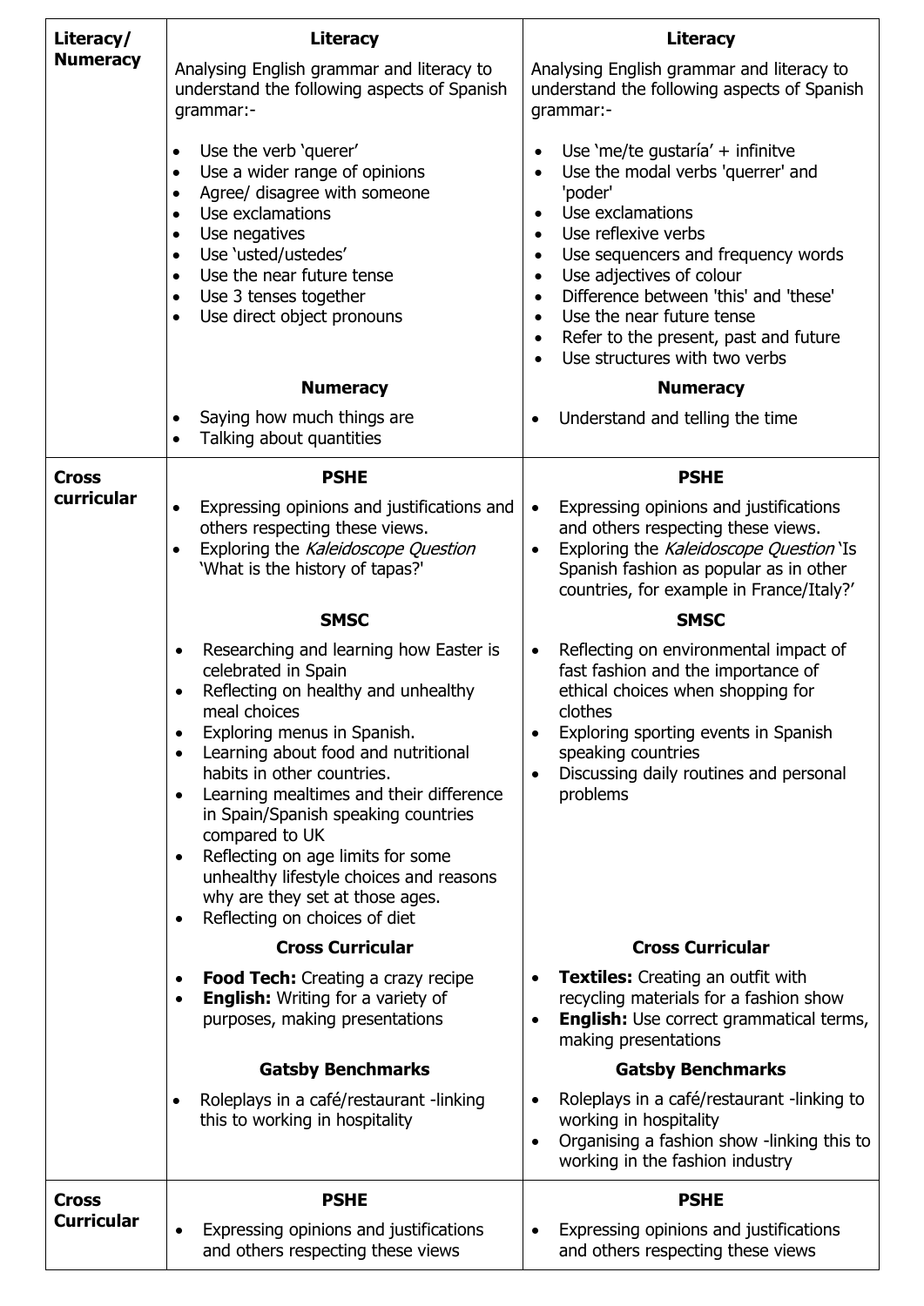| | | |
|---|---|---|
| **Literacy/ Numeracy** | **Literacy**<br>Analysing English grammar and literacy to understand the following aspects of Spanish grammar:-<br>• Use the verb 'querer'<br>• Use a wider range of opinions<br>• Agree/ disagree with someone<br>• Use exclamations<br>• Use negatives<br>• Use 'usted/ustedes'<br>• Use the near future tense<br>• Use 3 tenses together<br>• Use direct object pronouns<br><br>**Numeracy**<br>• Saying how much things are<br>• Talking about quantities | **Literacy**<br>Analysing English grammar and literacy to understand the following aspects of Spanish grammar:-<br>• Use 'me/te gustaría' + infinitve<br>• Use the modal verbs 'querrer' and 'poder'<br>• Use exclamations<br>• Use reflexive verbs<br>• Use sequencers and frequency words<br>• Use adjectives of colour<br>• Difference between 'this' and 'these'<br>• Use the near future tense<br>• Refer to the present, past and future<br>• Use structures with two verbs<br><br>**Numeracy**<br>• Understand and telling the time |
| **Cross curricular** | **PSHE**<br>• Expressing opinions and justifications and others respecting these views.<br>• Exploring the *Kaleidoscope Question* 'What is the history of tapas?'<br><br>**SMSC**<br>• Researching and learning how Easter is celebrated in Spain<br>• Reflecting on healthy and unhealthy meal choices<br>• Exploring menus in Spanish.<br>• Learning about food and nutritional habits in other countries.<br>• Learning mealtimes and their difference in Spain/Spanish speaking countries compared to UK<br>• Reflecting on age limits for some unhealthy lifestyle choices and reasons why are they set at those ages.<br>• Reflecting on choices of diet<br><br>**Cross Curricular**<br>• **Food Tech:** Creating a crazy recipe<br>• **English:** Writing for a variety of purposes, making presentations<br><br>**Gatsby Benchmarks**<br>• Roleplays in a café/restaurant -linking this to working in hospitality | **PSHE**<br>• Expressing opinions and justifications and others respecting these views.<br>• Exploring the *Kaleidoscope Question* 'Is Spanish fashion as popular as in other countries, for example in France/Italy?'<br><br>**SMSC**<br>• Reflecting on environmental impact of fast fashion and the importance of ethical choices when shopping for clothes<br>• Exploring sporting events in Spanish speaking countries<br>• Discussing daily routines and personal problems<br><br>**Cross Curricular**<br>• **Textiles:** Creating an outfit with recycling materials for a fashion show<br>• **English:** Use correct grammatical terms, making presentations<br><br>**Gatsby Benchmarks**<br>• Roleplays in a café/restaurant -linking to working in hospitality<br>• Organising a fashion show -linking this to working in the fashion industry |
| **Cross Curricular** | **PSHE**<br>• Expressing opinions and justifications and others respecting these views | **PSHE**<br>• Expressing opinions and justifications and others respecting these views |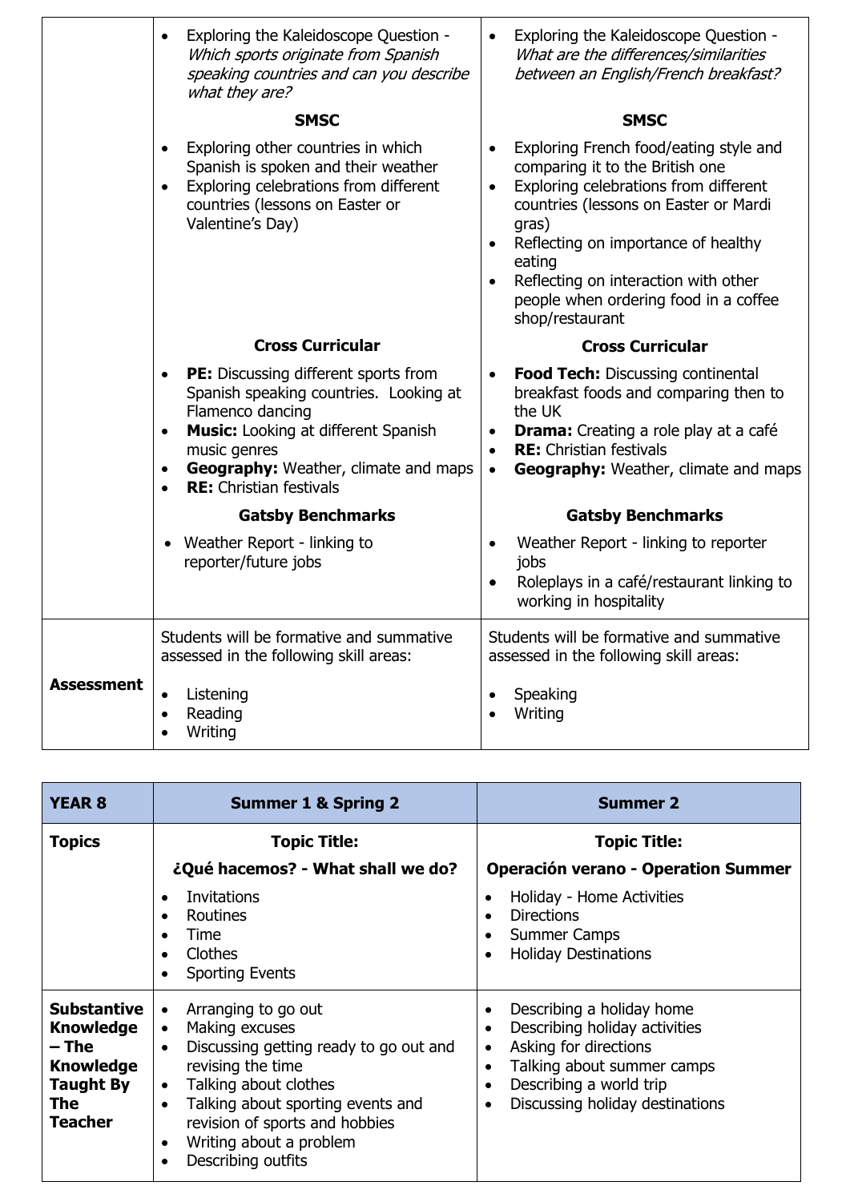| | | |
|---|---|---|
| | • Exploring the Kaleidoscope Question - *Which sports originate from Spanish speaking countries and can you describe what they are?*<br><br>**SMSC**<br><br>• Exploring other countries in which Spanish is spoken and their weather<br>• Exploring celebrations from different countries (lessons on Easter or Valentine's Day)<br><br>**Cross Curricular**<br><br>• **PE:** Discussing different sports from Spanish speaking countries. Looking at Flamenco dancing<br>• **Music:** Looking at different Spanish music genres<br>• **Geography:** Weather, climate and maps<br>• **RE:** Christian festivals<br><br>**Gatsby Benchmarks**<br><br>• Weather Report - linking to reporter/future jobs | • Exploring the Kaleidoscope Question - *What are the differences/similarities between an English/French breakfast?*<br><br>**SMSC**<br><br>• Exploring French food/eating style and comparing it to the British one<br>• Exploring celebrations from different countries (lessons on Easter or Mardi gras)<br>• Reflecting on importance of healthy eating<br>• Reflecting on interaction with other people when ordering food in a coffee shop/restaurant<br><br>**Cross Curricular**<br><br>• **Food Tech:** Discussing continental breakfast foods and comparing then to the UK<br>• **Drama:** Creating a role play at a café<br>• **RE:** Christian festivals<br>• **Geography:** Weather, climate and maps<br><br>**Gatsby Benchmarks**<br><br>• Weather Report - linking to reporter jobs<br>• Roleplays in a café/restaurant linking to working in hospitality |
| **Assessment** | Students will be formative and summative assessed in the following skill areas:<br><br>• Listening<br>• Reading<br>• Writing | Students will be formative and summative assessed in the following skill areas:<br><br>• Speaking<br>• Writing |

| YEAR 8 | Summer 1 & Spring 2 | Summer 2 |
|---|---|---|
| **Topics** | **Topic Title:**<br>**¿Qué hacemos? - What shall we do?**<br><br>• Invitations<br>• Routines<br>• Time<br>• Clothes<br>• Sporting Events | **Topic Title:**<br>**Operación verano - Operation Summer**<br><br>• Holiday - Home Activities<br>• Directions<br>• Summer Camps<br>• Holiday Destinations |
| **Substantive Knowledge – The Knowledge Taught By The Teacher** | • Arranging to go out<br>• Making excuses<br>• Discussing getting ready to go out and revising the time<br>• Talking about clothes<br>• Talking about sporting events and revision of sports and hobbies<br>• Writing about a problem<br>• Describing outfits | • Describing a holiday home<br>• Describing holiday activities<br>• Asking for directions<br>• Talking about summer camps<br>• Describing a world trip<br>• Discussing holiday destinations |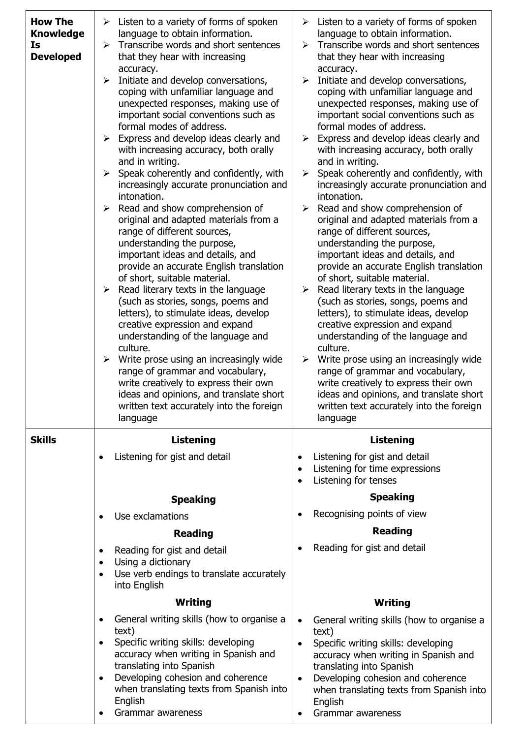| | | |
|---|---|---|
| **How The Knowledge Is Developed** | ➢ Listen to a variety of forms of spoken language to obtain information.<br>➢ Transcribe words and short sentences that they hear with increasing accuracy.<br>➢ Initiate and develop conversations, coping with unfamiliar language and unexpected responses, making use of important social conventions such as formal modes of address.<br>➢ Express and develop ideas clearly and with increasing accuracy, both orally and in writing.<br>➢ Speak coherently and confidently, with increasingly accurate pronunciation and intonation.<br>➢ Read and show comprehension of original and adapted materials from a range of different sources, understanding the purpose, important ideas and details, and provide an accurate English translation of short, suitable material.<br>➢ Read literary texts in the language (such as stories, songs, poems and letters), to stimulate ideas, develop creative expression and expand understanding of the language and culture.<br>➢ Write prose using an increasingly wide range of grammar and vocabulary, write creatively to express their own ideas and opinions, and translate short written text accurately into the foreign language | ➢ Listen to a variety of forms of spoken language to obtain information.<br>➢ Transcribe words and short sentences that they hear with increasing accuracy.<br>➢ Initiate and develop conversations, coping with unfamiliar language and unexpected responses, making use of important social conventions such as formal modes of address.<br>➢ Express and develop ideas clearly and with increasing accuracy, both orally and in writing.<br>➢ Speak coherently and confidently, with increasingly accurate pronunciation and intonation.<br>➢ Read and show comprehension of original and adapted materials from a range of different sources, understanding the purpose, important ideas and details, and provide an accurate English translation of short, suitable material.<br>➢ Read literary texts in the language (such as stories, songs, poems and letters), to stimulate ideas, develop creative expression and expand understanding of the language and culture.<br>➢ Write prose using an increasingly wide range of grammar and vocabulary, write creatively to express their own ideas and opinions, and translate short written text accurately into the foreign language |
| **Skills** | **Listening**<br>• Listening for gist and detail<br><br>**Speaking**<br>• Use exclamations<br><br>**Reading**<br>• Reading for gist and detail<br>• Using a dictionary<br>• Use verb endings to translate accurately into English<br><br>**Writing**<br>• General writing skills (how to organise a text)<br>• Specific writing skills: developing accuracy when writing in Spanish and translating into Spanish<br>• Developing cohesion and coherence when translating texts from Spanish into English<br>• Grammar awareness | **Listening**<br>• Listening for gist and detail<br>• Listening for time expressions<br>• Listening for tenses<br><br>**Speaking**<br>• Recognising points of view<br><br>**Reading**<br>• Reading for gist and detail<br><br>**Writing**<br>• General writing skills (how to organise a text)<br>• Specific writing skills: developing accuracy when writing in Spanish and translating into Spanish<br>• Developing cohesion and coherence when translating texts from Spanish into English<br>• Grammar awareness |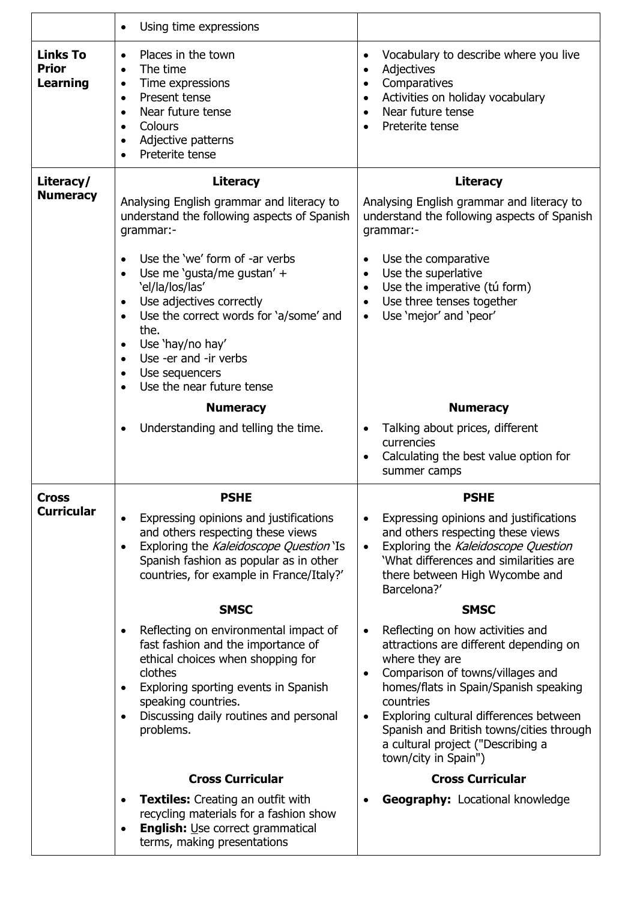| | | |
|---|---|---|
| | • Using time expressions | |
| **Links To Prior Learning** | • Places in the town<br>• The time<br>• Time expressions<br>• Present tense<br>• Near future tense<br>• Colours<br>• Adjective patterns<br>• Preterite tense | • Vocabulary to describe where you live<br>• Adjectives<br>• Comparatives<br>• Activities on holiday vocabulary<br>• Near future tense<br>• Preterite tense |
| **Literacy/ Numeracy** | **Literacy**<br>Analysing English grammar and literacy to understand the following aspects of Spanish grammar:-<br>• Use the 'we' form of -ar verbs<br>• Use me 'gusta/me gustan' + 'el/la/los/las'<br>• Use adjectives correctly<br>• Use the correct words for 'a/some' and the.<br>• Use 'hay/no hay'<br>• Use -er and -ir verbs<br>• Use sequencers<br>• Use the near future tense<br>**Numeracy**<br>• Understanding and telling the time. | **Literacy**<br>Analysing English grammar and literacy to understand the following aspects of Spanish grammar:-<br>• Use the comparative<br>• Use the superlative<br>• Use the imperative (tú form)<br>• Use three tenses together<br>• Use 'mejor' and 'peor'<br>**Numeracy**<br>• Talking about prices, different currencies<br>• Calculating the best value option for summer camps |
| **Cross Curricular** | **PSHE**<br>• Expressing opinions and justifications and others respecting these views<br>• Exploring the *Kaleidoscope Question* 'Is Spanish fashion as popular as in other countries, for example in France/Italy?'<br>**SMSC**<br>• Reflecting on environmental impact of fast fashion and the importance of ethical choices when shopping for clothes<br>• Exploring sporting events in Spanish speaking countries.<br>• Discussing daily routines and personal problems.<br>**Cross Curricular**<br>• **Textiles:** Creating an outfit with recycling materials for a fashion show<br>• **English:** Use correct grammatical terms, making presentations | **PSHE**<br>• Expressing opinions and justifications and others respecting these views<br>• Exploring the *Kaleidoscope Question* 'What differences and similarities are there between High Wycombe and Barcelona?'<br>**SMSC**<br>• Reflecting on how activities and attractions are different depending on where they are<br>• Comparison of towns/villages and homes/flats in Spain/Spanish speaking countries<br>• Exploring cultural differences between Spanish and British towns/cities through a cultural project ("Describing a town/city in Spain")<br>**Cross Curricular**<br>• **Geography:** Locational knowledge |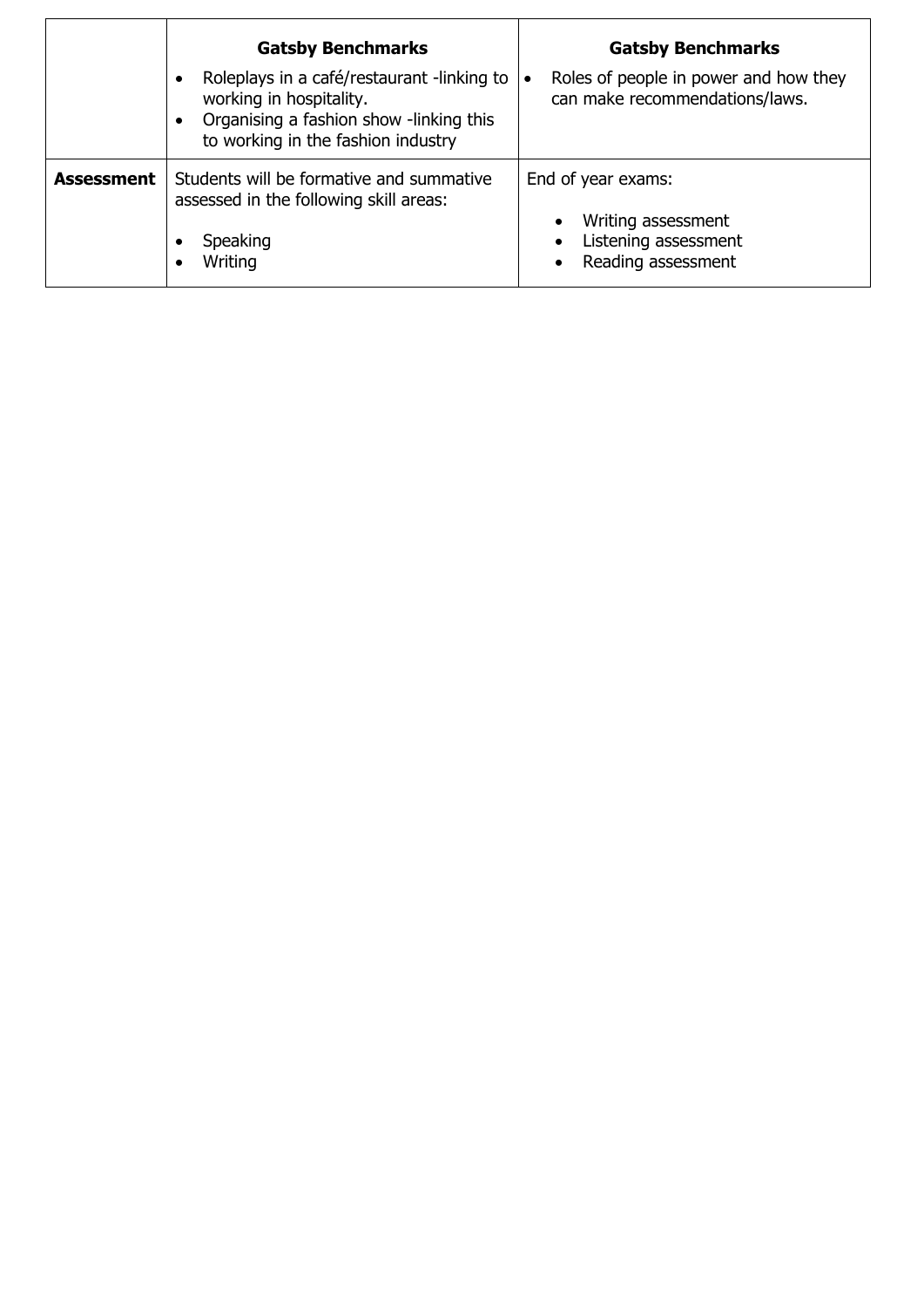| | | |
|---|---|---|
| | **Gatsby Benchmarks**<br>• Roleplays in a café/restaurant -linking to working in hospitality.<br>• Organising a fashion show -linking this to working in the fashion industry | **Gatsby Benchmarks**<br>• Roles of people in power and how they can make recommendations/laws. |
| **Assessment** | Students will be formative and summative assessed in the following skill areas:<br>• Speaking<br>• Writing | End of year exams:<br>• Writing assessment<br>• Listening assessment<br>• Reading assessment |